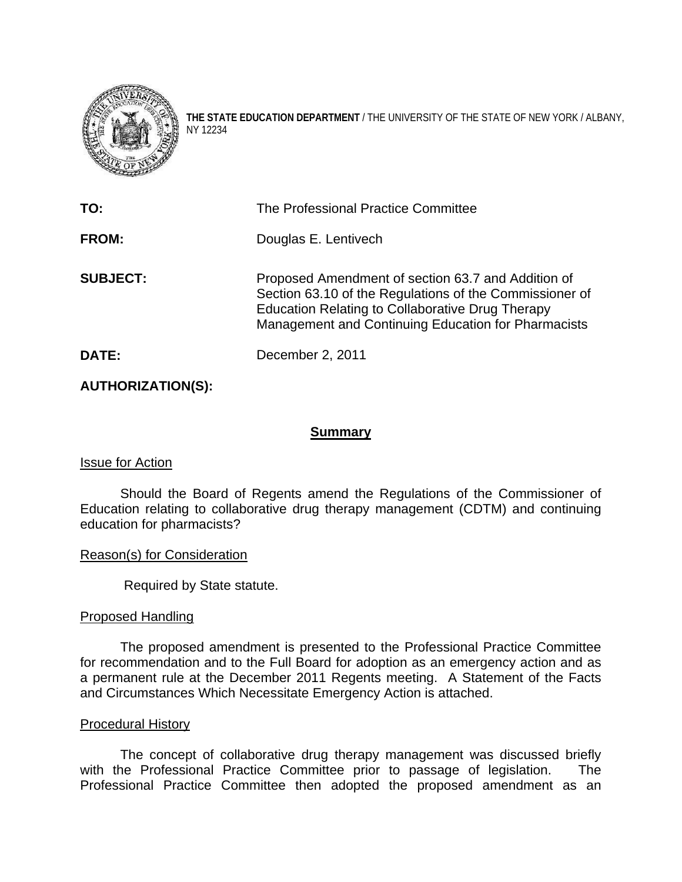**THE STATE EDUCATION DEPARTMENT** / THE UNIVERSITY OF THE STATE OF NEW YORK / ALBANY, NY 12234

| | |
|---|---|
| **TO:** | The Professional Practice Committee |
| **FROM:** | Douglas E. Lentivech |
| **SUBJECT:** | Proposed Amendment of section 63.7 and Addition of Section 63.10 of the Regulations of the Commissioner of Education Relating to Collaborative Drug Therapy Management and Continuing Education for Pharmacists |
| **DATE:** | December 2, 2011 |
| **AUTHORIZATION(S):** | |

## Summary

Issue for Action

Should the Board of Regents amend the Regulations of the Commissioner of Education relating to collaborative drug therapy management (CDTM) and continuing education for pharmacists?

Reason(s) for Consideration

Required by State statute.

Proposed Handling

The proposed amendment is presented to the Professional Practice Committee for recommendation and to the Full Board for adoption as an emergency action and as a permanent rule at the December 2011 Regents meeting. A Statement of the Facts and Circumstances Which Necessitate Emergency Action is attached.

Procedural History

The concept of collaborative drug therapy management was discussed briefly with the Professional Practice Committee prior to passage of legislation. The Professional Practice Committee then adopted the proposed amendment as an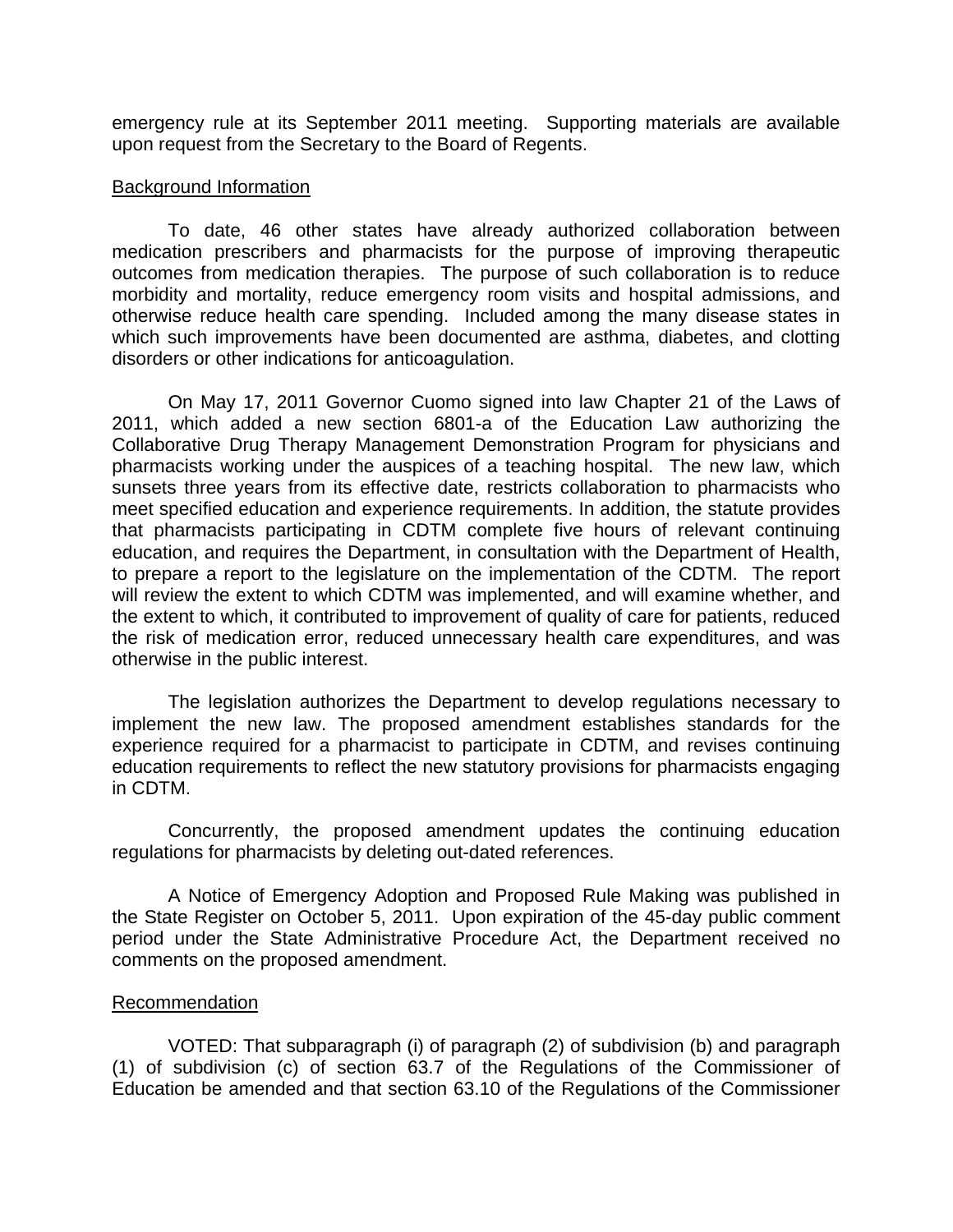emergency rule at its September 2011 meeting. Supporting materials are available upon request from the Secretary to the Board of Regents.

Background Information

To date, 46 other states have already authorized collaboration between medication prescribers and pharmacists for the purpose of improving therapeutic outcomes from medication therapies. The purpose of such collaboration is to reduce morbidity and mortality, reduce emergency room visits and hospital admissions, and otherwise reduce health care spending. Included among the many disease states in which such improvements have been documented are asthma, diabetes, and clotting disorders or other indications for anticoagulation.

On May 17, 2011 Governor Cuomo signed into law Chapter 21 of the Laws of 2011, which added a new section 6801-a of the Education Law authorizing the Collaborative Drug Therapy Management Demonstration Program for physicians and pharmacists working under the auspices of a teaching hospital. The new law, which sunsets three years from its effective date, restricts collaboration to pharmacists who meet specified education and experience requirements. In addition, the statute provides that pharmacists participating in CDTM complete five hours of relevant continuing education, and requires the Department, in consultation with the Department of Health, to prepare a report to the legislature on the implementation of the CDTM. The report will review the extent to which CDTM was implemented, and will examine whether, and the extent to which, it contributed to improvement of quality of care for patients, reduced the risk of medication error, reduced unnecessary health care expenditures, and was otherwise in the public interest.

The legislation authorizes the Department to develop regulations necessary to implement the new law. The proposed amendment establishes standards for the experience required for a pharmacist to participate in CDTM, and revises continuing education requirements to reflect the new statutory provisions for pharmacists engaging in CDTM.

Concurrently, the proposed amendment updates the continuing education regulations for pharmacists by deleting out-dated references.

A Notice of Emergency Adoption and Proposed Rule Making was published in the State Register on October 5, 2011. Upon expiration of the 45-day public comment period under the State Administrative Procedure Act, the Department received no comments on the proposed amendment.

Recommendation

VOTED: That subparagraph (i) of paragraph (2) of subdivision (b) and paragraph (1) of subdivision (c) of section 63.7 of the Regulations of the Commissioner of Education be amended and that section 63.10 of the Regulations of the Commissioner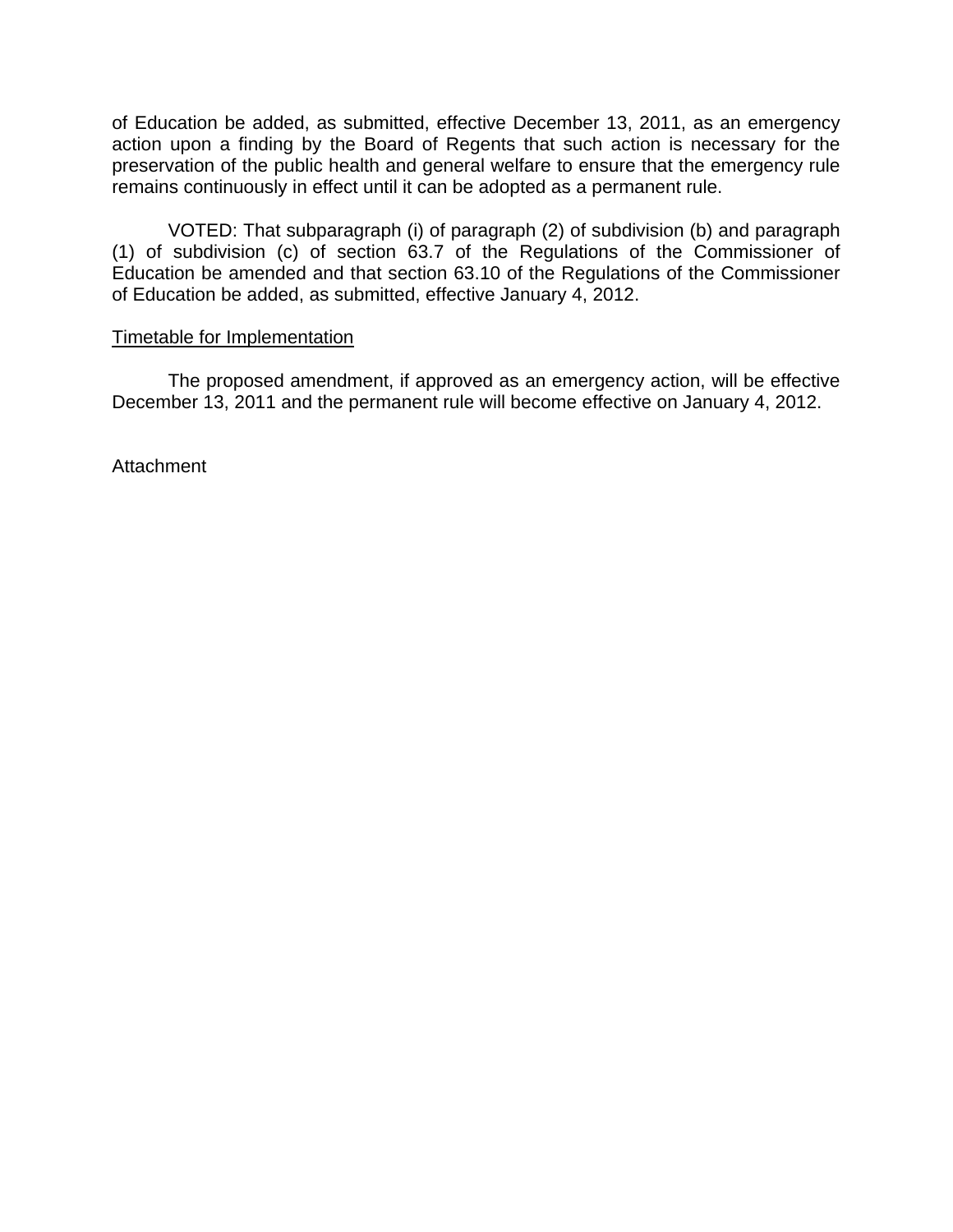of Education be added, as submitted, effective December 13, 2011, as an emergency action upon a finding by the Board of Regents that such action is necessary for the preservation of the public health and general welfare to ensure that the emergency rule remains continuously in effect until it can be adopted as a permanent rule.

VOTED: That subparagraph (i) of paragraph (2) of subdivision (b) and paragraph (1) of subdivision (c) of section 63.7 of the Regulations of the Commissioner of Education be amended and that section 63.10 of the Regulations of the Commissioner of Education be added, as submitted, effective January 4, 2012.

Timetable for Implementation

The proposed amendment, if approved as an emergency action, will be effective December 13, 2011 and the permanent rule will become effective on January 4, 2012.

Attachment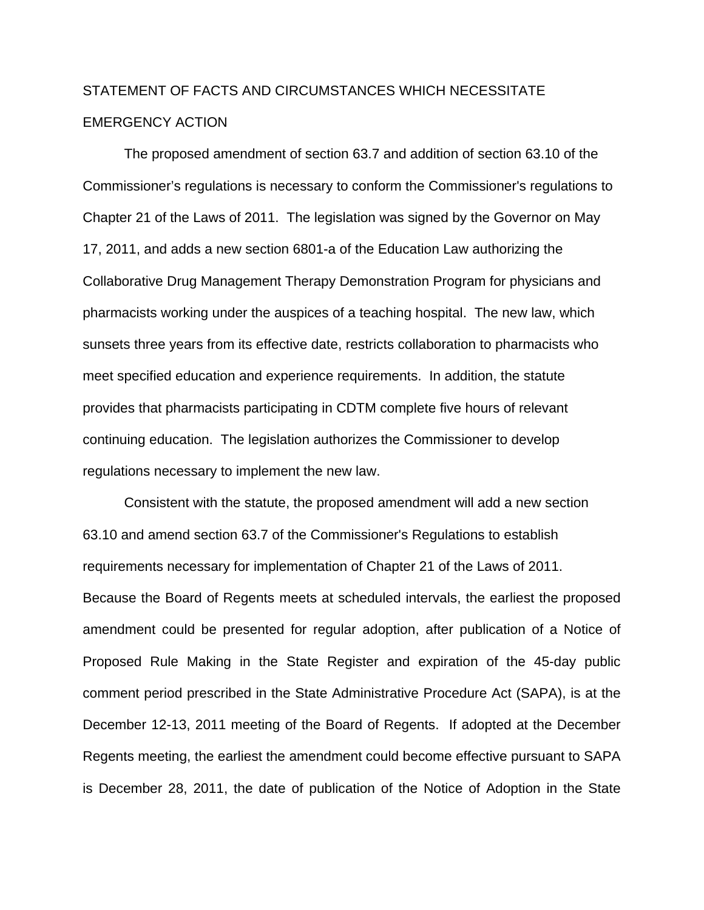## STATEMENT OF FACTS AND CIRCUMSTANCES WHICH NECESSITATE EMERGENCY ACTION

The proposed amendment of section 63.7 and addition of section 63.10 of the Commissioner's regulations is necessary to conform the Commissioner's regulations to Chapter 21 of the Laws of 2011. The legislation was signed by the Governor on May 17, 2011, and adds a new section 6801-a of the Education Law authorizing the Collaborative Drug Management Therapy Demonstration Program for physicians and pharmacists working under the auspices of a teaching hospital. The new law, which sunsets three years from its effective date, restricts collaboration to pharmacists who meet specified education and experience requirements. In addition, the statute provides that pharmacists participating in CDTM complete five hours of relevant continuing education. The legislation authorizes the Commissioner to develop regulations necessary to implement the new law.

Consistent with the statute, the proposed amendment will add a new section 63.10 and amend section 63.7 of the Commissioner's Regulations to establish requirements necessary for implementation of Chapter 21 of the Laws of 2011. Because the Board of Regents meets at scheduled intervals, the earliest the proposed amendment could be presented for regular adoption, after publication of a Notice of Proposed Rule Making in the State Register and expiration of the 45-day public comment period prescribed in the State Administrative Procedure Act (SAPA), is at the December 12-13, 2011 meeting of the Board of Regents. If adopted at the December Regents meeting, the earliest the amendment could become effective pursuant to SAPA is December 28, 2011, the date of publication of the Notice of Adoption in the State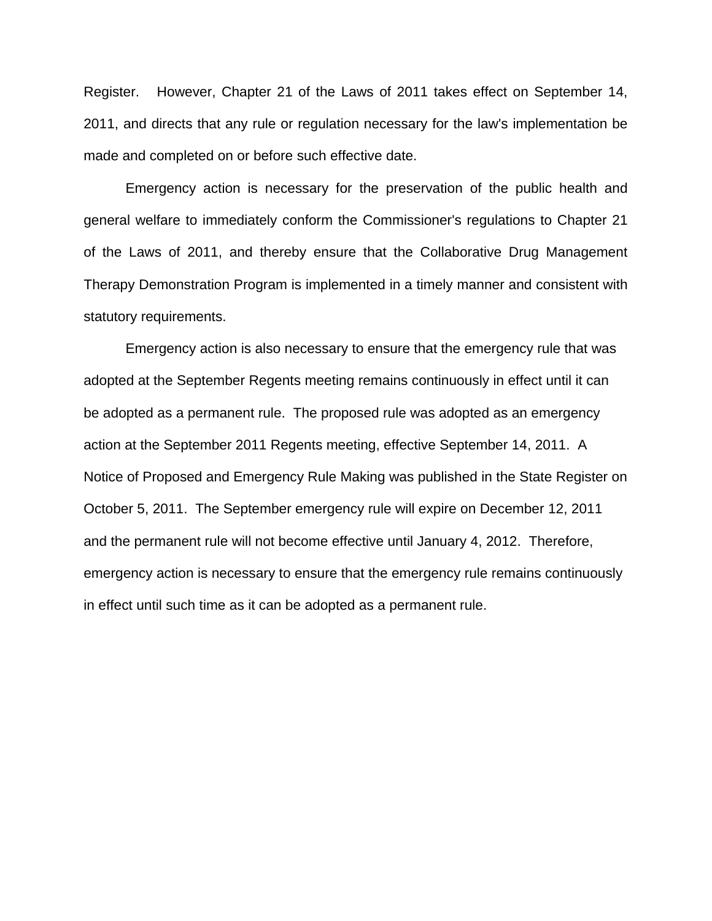Register. However, Chapter 21 of the Laws of 2011 takes effect on September 14, 2011, and directs that any rule or regulation necessary for the law's implementation be made and completed on or before such effective date.

Emergency action is necessary for the preservation of the public health and general welfare to immediately conform the Commissioner's regulations to Chapter 21 of the Laws of 2011, and thereby ensure that the Collaborative Drug Management Therapy Demonstration Program is implemented in a timely manner and consistent with statutory requirements.

Emergency action is also necessary to ensure that the emergency rule that was adopted at the September Regents meeting remains continuously in effect until it can be adopted as a permanent rule. The proposed rule was adopted as an emergency action at the September 2011 Regents meeting, effective September 14, 2011. A Notice of Proposed and Emergency Rule Making was published in the State Register on October 5, 2011. The September emergency rule will expire on December 12, 2011 and the permanent rule will not become effective until January 4, 2012. Therefore, emergency action is necessary to ensure that the emergency rule remains continuously in effect until such time as it can be adopted as a permanent rule.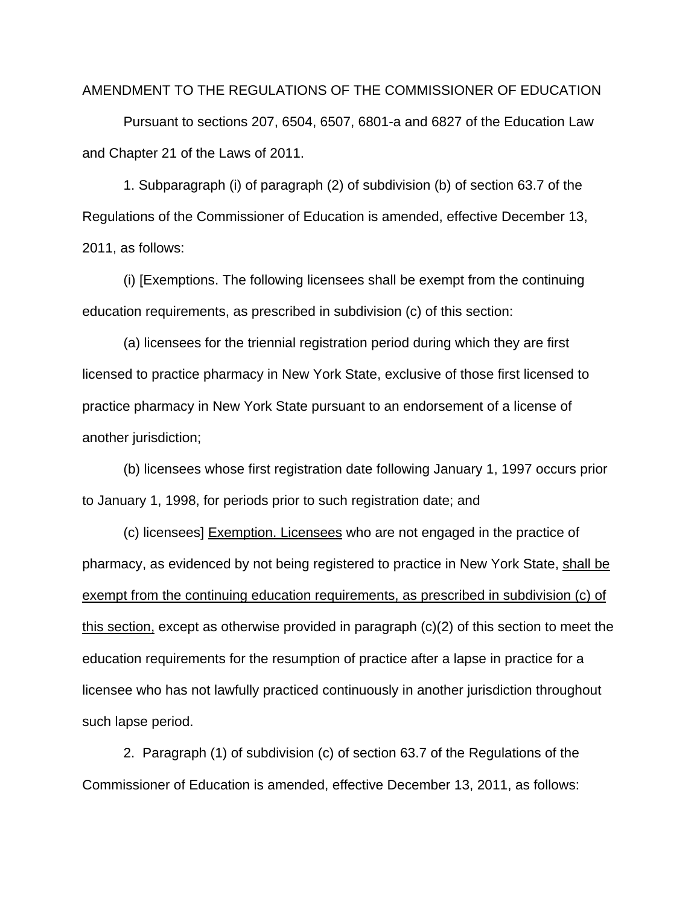AMENDMENT TO THE REGULATIONS OF THE COMMISSIONER OF EDUCATION

Pursuant to sections 207, 6504, 6507, 6801-a and 6827 of the Education Law and Chapter 21 of the Laws of 2011.

1. Subparagraph (i) of paragraph (2) of subdivision (b) of section 63.7 of the Regulations of the Commissioner of Education is amended, effective December 13, 2011, as follows:

(i) [Exemptions. The following licensees shall be exempt from the continuing education requirements, as prescribed in subdivision (c) of this section:

(a) licensees for the triennial registration period during which they are first licensed to practice pharmacy in New York State, exclusive of those first licensed to practice pharmacy in New York State pursuant to an endorsement of a license of another jurisdiction;

(b) licensees whose first registration date following January 1, 1997 occurs prior to January 1, 1998, for periods prior to such registration date; and

(c) licensees] <u>Exemption. Licensees</u> who are not engaged in the practice of pharmacy, as evidenced by not being registered to practice in New York State, <u>shall be exempt from the continuing education requirements, as prescribed in subdivision (c) of this section,</u> except as otherwise provided in paragraph (c)(2) of this section to meet the education requirements for the resumption of practice after a lapse in practice for a licensee who has not lawfully practiced continuously in another jurisdiction throughout such lapse period.

2. Paragraph (1) of subdivision (c) of section 63.7 of the Regulations of the Commissioner of Education is amended, effective December 13, 2011, as follows: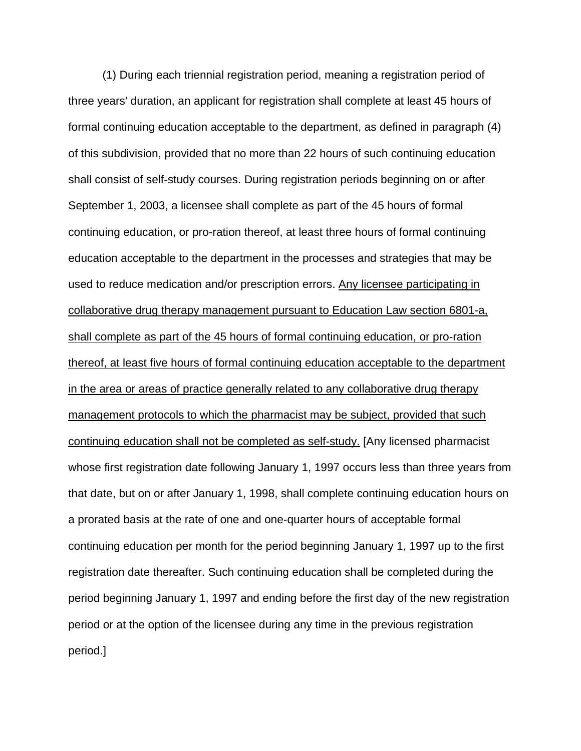(1) During each triennial registration period, meaning a registration period of three years' duration, an applicant for registration shall complete at least 45 hours of formal continuing education acceptable to the department, as defined in paragraph (4) of this subdivision, provided that no more than 22 hours of such continuing education shall consist of self-study courses. During registration periods beginning on or after September 1, 2003, a licensee shall complete as part of the 45 hours of formal continuing education, or pro-ration thereof, at least three hours of formal continuing education acceptable to the department in the processes and strategies that may be used to reduce medication and/or prescription errors. <u>Any licensee participating in collaborative drug therapy management pursuant to Education Law section 6801-a, shall complete as part of the 45 hours of formal continuing education, or pro-ration thereof, at least five hours of formal continuing education acceptable to the department in the area or areas of practice generally related to any collaborative drug therapy management protocols to which the pharmacist may be subject, provided that such continuing education shall not be completed as self-study.</u> [Any licensed pharmacist whose first registration date following January 1, 1997 occurs less than three years from that date, but on or after January 1, 1998, shall complete continuing education hours on a prorated basis at the rate of one and one-quarter hours of acceptable formal continuing education per month for the period beginning January 1, 1997 up to the first registration date thereafter. Such continuing education shall be completed during the period beginning January 1, 1997 and ending before the first day of the new registration period or at the option of the licensee during any time in the previous registration period.]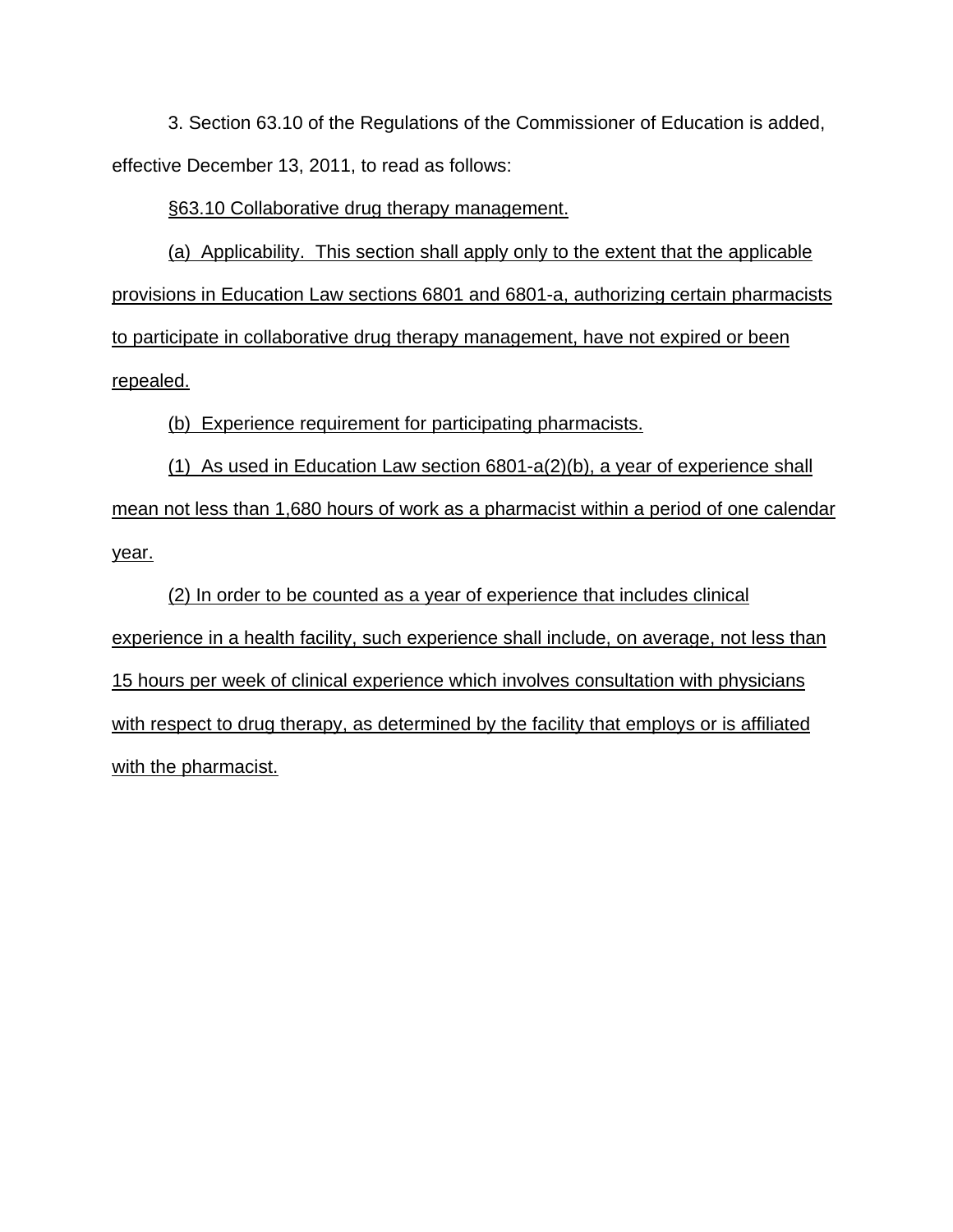3. Section 63.10 of the Regulations of the Commissioner of Education is added, effective December 13, 2011, to read as follows:

§63.10 Collaborative drug therapy management.

(a) Applicability. This section shall apply only to the extent that the applicable provisions in Education Law sections 6801 and 6801-a, authorizing certain pharmacists to participate in collaborative drug therapy management, have not expired or been repealed.

(b) Experience requirement for participating pharmacists.

(1) As used in Education Law section 6801-a(2)(b), a year of experience shall mean not less than 1,680 hours of work as a pharmacist within a period of one calendar year.

(2) In order to be counted as a year of experience that includes clinical experience in a health facility, such experience shall include, on average, not less than 15 hours per week of clinical experience which involves consultation with physicians with respect to drug therapy, as determined by the facility that employs or is affiliated with the pharmacist.